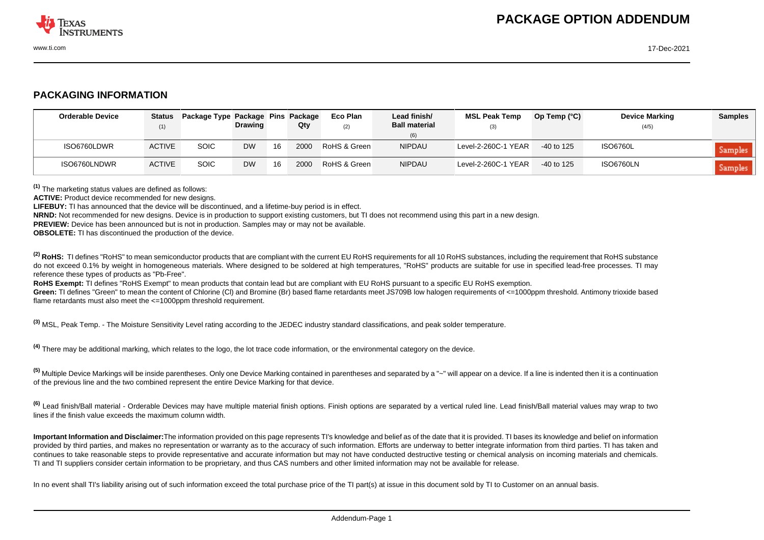# PACKAGE OPTION ADDENDUM

## PACKAGING INFORMATION

| Orderable Device | Status (1) | Package Type | Package Drawing | Pins | Package Qty | Eco Plan (2) | Lead finish/ Ball material (6) | MSL Peak Temp (3) | Op Temp (°C) | Device Marking (4/5) | Samples |
|---|---|---|---|---|---|---|---|---|---|---|---|
| ISO6760LDWR | ACTIVE | SOIC | DW | 16 | 2000 | RoHS & Green | NIPDAU | Level-2-260C-1 YEAR | -40 to 125 | ISO6760L | Samples |
| ISO6760LNDWR | ACTIVE | SOIC | DW | 16 | 2000 | RoHS & Green | NIPDAU | Level-2-260C-1 YEAR | -40 to 125 | ISO6760LN | Samples |

[1] The marketing status values are defined as follows:
**ACTIVE:** Product device recommended for new designs.
**LIFEBUY:** TI has announced that the device will be discontinued, and a lifetime-buy period is in effect.
**NRND:** Not recommended for new designs. Device is in production to support existing customers, but TI does not recommend using this part in a new design.
**PREVIEW:** Device has been announced but is not in production. Samples may or may not be available.
**OBSOLETE:** TI has discontinued the production of the device.

[2] **RoHS:** TI defines "RoHS" to mean semiconductor products that are compliant with the current EU RoHS requirements for all 10 RoHS substances, including the requirement that RoHS substance do not exceed 0.1% by weight in homogeneous materials. Where designed to be soldered at high temperatures, "RoHS" products are suitable for use in specified lead-free processes. TI may reference these types of products as "Pb-Free".
**RoHS Exempt:** TI defines "RoHS Exempt" to mean products that contain lead but are compliant with EU RoHS pursuant to a specific EU RoHS exemption.
**Green:** TI defines "Green" to mean the content of Chlorine (Cl) and Bromine (Br) based flame retardants meet JS709B low halogen requirements of <=1000ppm threshold. Antimony trioxide based flame retardants must also meet the <=1000ppm threshold requirement.

[3] MSL, Peak Temp. - The Moisture Sensitivity Level rating according to the JEDEC industry standard classifications, and peak solder temperature.

[4] There may be additional marking, which relates to the logo, the lot trace code information, or the environmental category on the device.

[5] Multiple Device Markings will be inside parentheses. Only one Device Marking contained in parentheses and separated by a "~" will appear on a device. If a line is indented then it is a continuation of the previous line and the two combined represent the entire Device Marking for that device.

[6] Lead finish/Ball material - Orderable Devices may have multiple material finish options. Finish options are separated by a vertical ruled line. Lead finish/Ball material values may wrap to two lines if the finish value exceeds the maximum column width.

**Important Information and Disclaimer:**The information provided on this page represents TI's knowledge and belief as of the date that it is provided. TI bases its knowledge and belief on information provided by third parties, and makes no representation or warranty as to the accuracy of such information. Efforts are underway to better integrate information from third parties. TI has taken and continues to take reasonable steps to provide representative and accurate information but may not have conducted destructive testing or chemical analysis on incoming materials and chemicals. TI and TI suppliers consider certain information to be proprietary, and thus CAS numbers and other limited information may not be available for release.

In no event shall TI's liability arising out of such information exceed the total purchase price of the TI part(s) at issue in this document sold by TI to Customer on an annual basis.